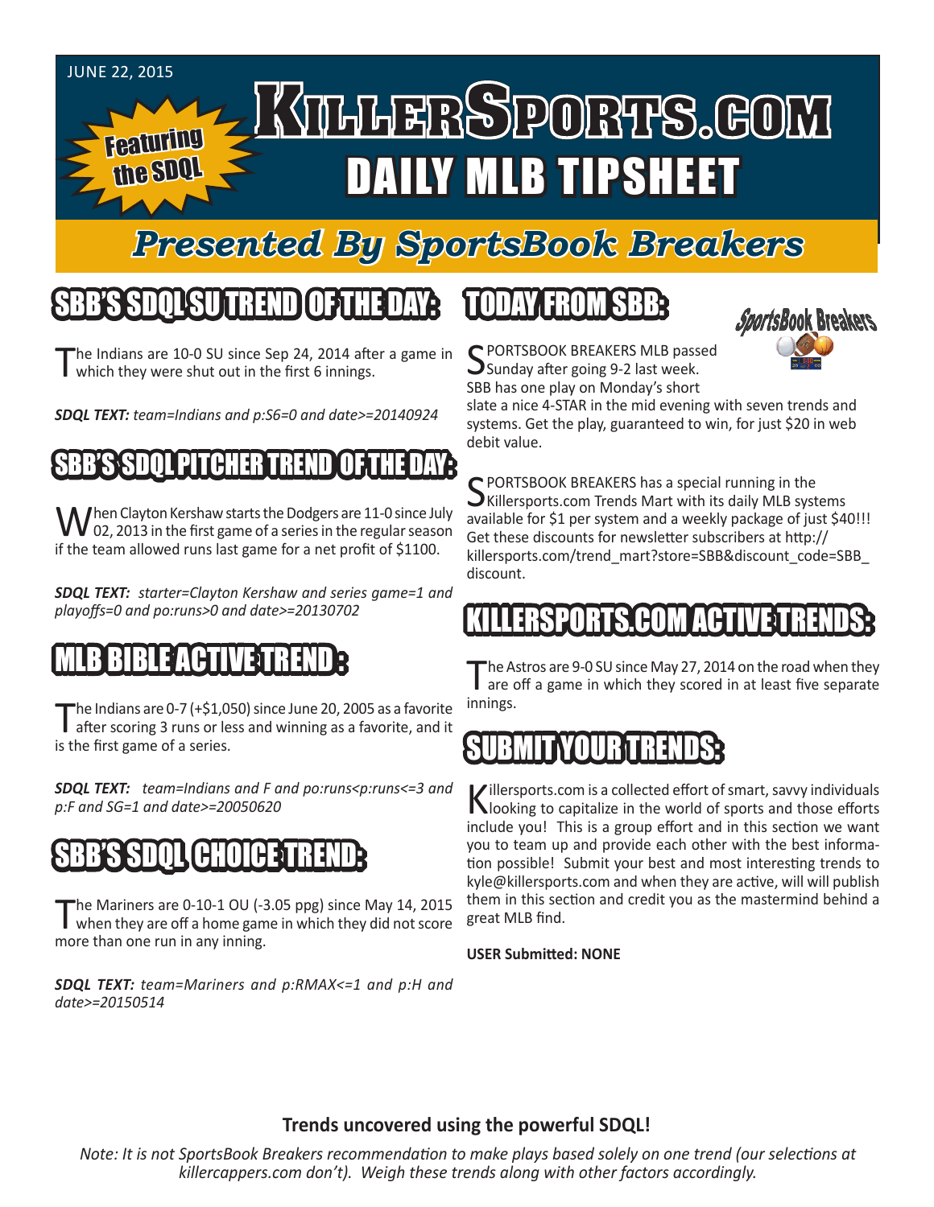JUNE 22, 2015

Featuring the SDQL

# KillerSports.com DAILY MLB TIPSHEET

## Presented By SportsBook Breakers

## SBB'S SDQL SU TREND OF THE DAY:

The Indians are 10-0 SU since Sep 24, 2014 after a game in which they were shut out in the first 6 innings.

***SDQL TEXT:*** *team=Indians and p:S6=0 and date>=20140924*

## SBB'S SDQL PITCHER TREND OF THE DAY:

When Clayton Kershaw starts the Dodgers are 11-0 since July 02, 2013 in the first game of a series in the regular season if the team allowed runs last game for a net profit of $1100.

***SDQL TEXT:*** *starter=Clayton Kershaw and series game=1 and playoffs=0 and po:runs>0 and date>=20130702*

## MLB BIBLE ACTIVE TREND :

The Indians are 0-7 (+$1,050) since June 20, 2005 as a favorite after scoring 3 runs or less and winning as a favorite, and it is the first game of a series.

***SDQL TEXT:*** *team=Indians and F and po:runs<p:runs<=3 and p:F and SG=1 and date>=20050620*

## SBB'S SDQL CHOICE TREND:

The Mariners are 0-10-1 OU (-3.05 ppg) since May 14, 2015 when they are off a home game in which they did not score more than one run in any inning.

***SDQL TEXT:*** *team=Mariners and p:RMAX<=1 and p:H and date>=20150514*

## TODAY FROM SBB:

SPORTSBOOK BREAKERS MLB passed Sunday after going 9-2 last week. SBB has one play on Monday's short slate a nice 4-STAR in the mid evening with seven trends and systems. Get the play, guaranteed to win, for just $20 in web debit value.

SPORTSBOOK BREAKERS has a special running in the Killersports.com Trends Mart with its daily MLB systems available for $1 per system and a weekly package of just $40!!! Get these discounts for newsletter subscribers at http://killersports.com/trend_mart?store=SBB&discount_code=SBB_discount.

## KILLERSPORTS.COM ACTIVE TRENDS:

The Astros are 9-0 SU since May 27, 2014 on the road when they are off a game in which they scored in at least five separate innings.

## SUBMIT YOUR TRENDS:

Killersports.com is a collected effort of smart, savvy individuals looking to capitalize in the world of sports and those efforts include you! This is a group effort and in this section we want you to team up and provide each other with the best information possible! Submit your best and most interesting trends to kyle@killersports.com and when they are active, will will publish them in this section and credit you as the mastermind behind a great MLB find.

**USER Submitted: NONE**

**Trends uncovered using the powerful SDQL!**

*Note: It is not SportsBook Breakers recommendation to make plays based solely on one trend (our selections at killercappers.com don't). Weigh these trends along with other factors accordingly.*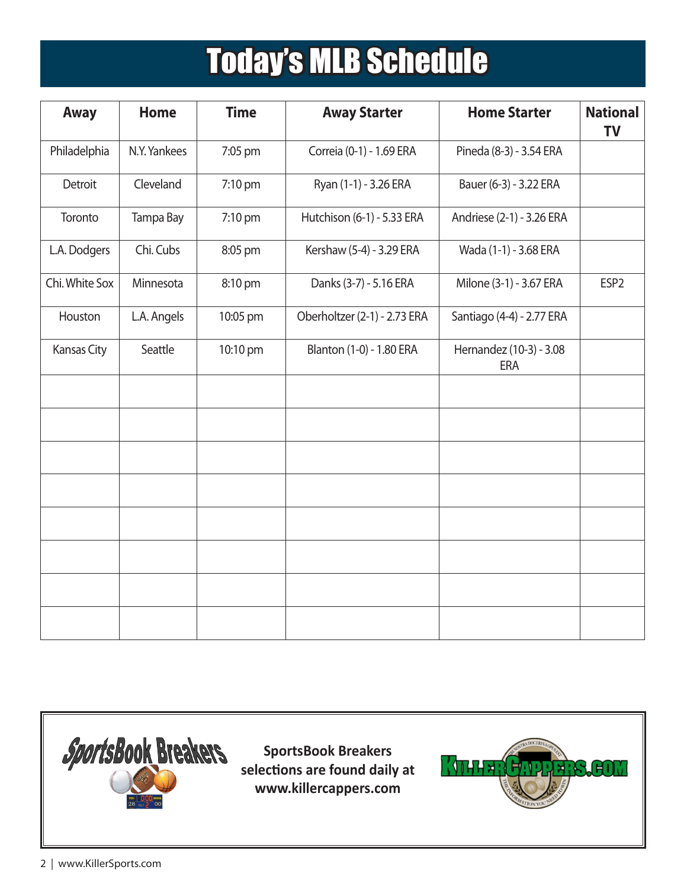# Today's MLB Schedule

| Away | Home | Time | Away Starter | Home Starter | National TV |
|---|---|---|---|---|---|
| Philadelphia | N.Y. Yankees | 7:05 pm | Correia (0-1) - 1.69 ERA | Pineda (8-3) - 3.54 ERA | |
| Detroit | Cleveland | 7:10 pm | Ryan (1-1) - 3.26 ERA | Bauer (6-3) - 3.22 ERA | |
| Toronto | Tampa Bay | 7:10 pm | Hutchison (6-1) - 5.33 ERA | Andriese (2-1) - 3.26 ERA | |
| L.A. Dodgers | Chi. Cubs | 8:05 pm | Kershaw (5-4) - 3.29 ERA | Wada (1-1) - 3.68 ERA | |
| Chi. White Sox | Minnesota | 8:10 pm | Danks (3-7) - 5.16 ERA | Milone (3-1) - 3.67 ERA | ESP2 |
| Houston | L.A. Angels | 10:05 pm | Oberholtzer (2-1) - 2.73 ERA | Santiago (4-4) - 2.77 ERA | |
| Kansas City | Seattle | 10:10 pm | Blanton (1-0) - 1.80 ERA | Hernandez (10-3) - 3.08 ERA | |
| | | | | | |
| | | | | | |
| | | | | | |
| | | | | | |
| | | | | | |
| | | | | | |
| | | | | | |
| | | | | | |

SportsBook Breakers

**SportsBook Breakers selections are found daily at www.killercappers.com**

KILLERCAPPERS.COM

www.KillerSports.com